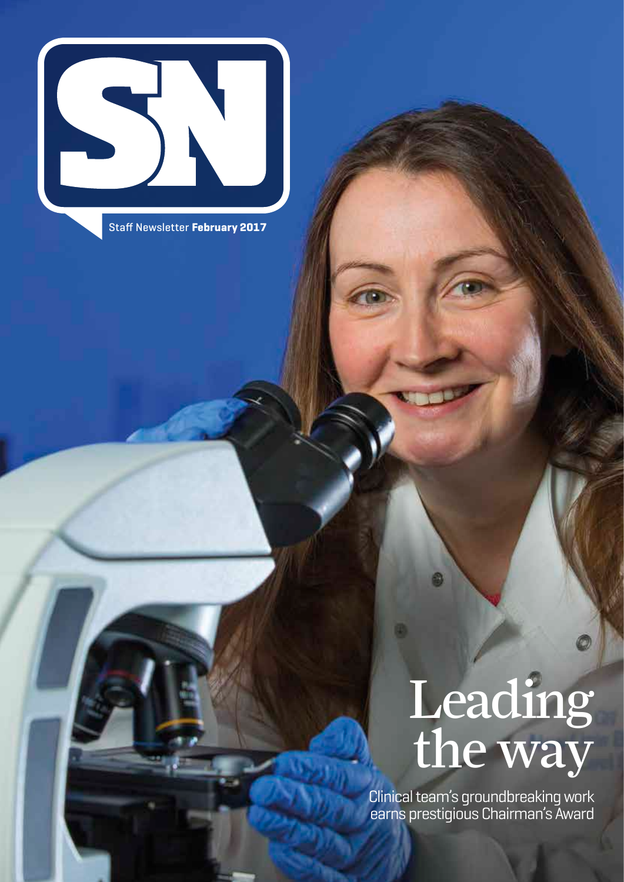SN

Staff Newsletter **February 2017**

# Leading the way

Clinical team's groundbreaking work earns prestigious Chairman's Award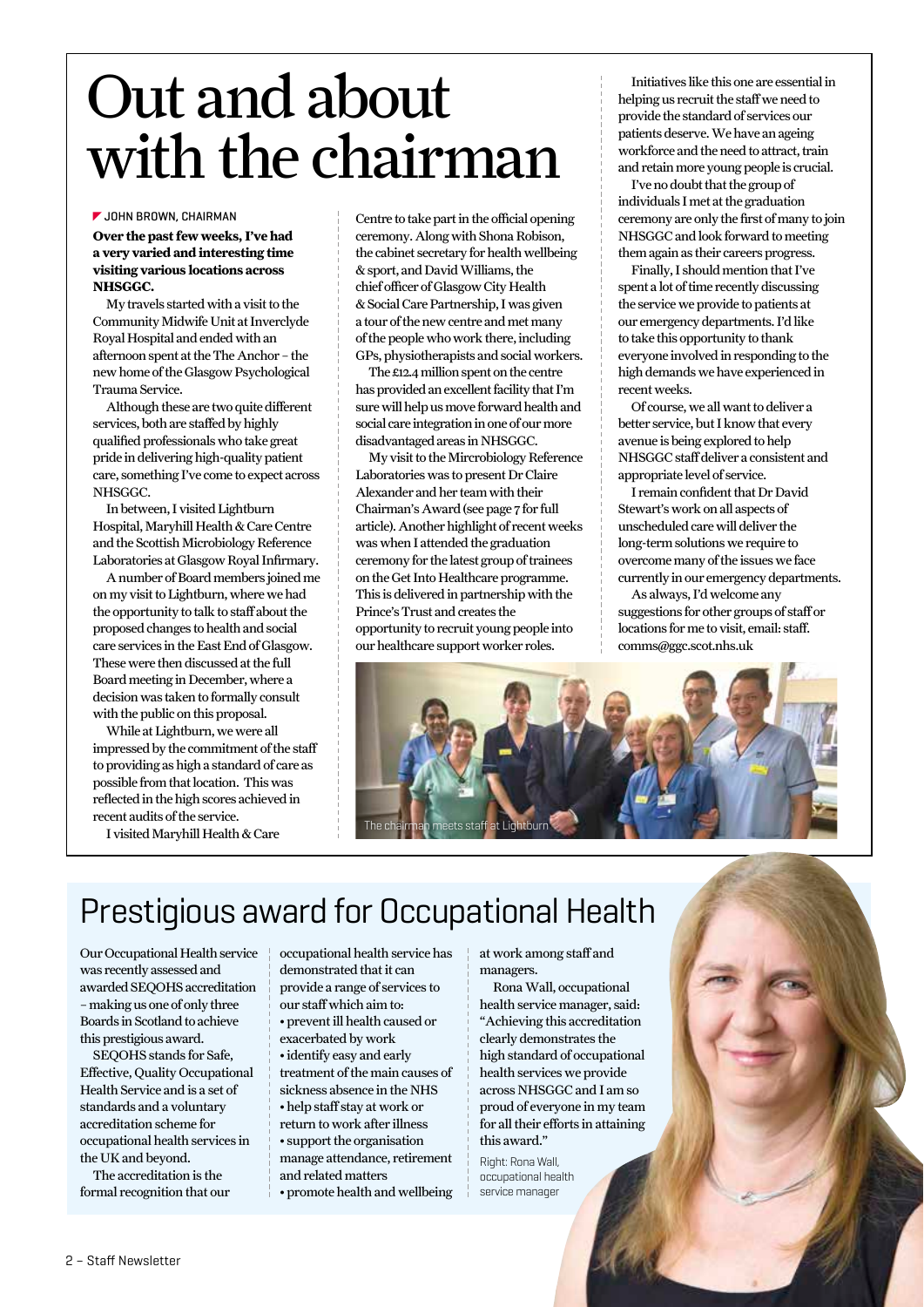# Out and about with the chairman

JOHN BROWN, CHAIRMAN

**Over the past few weeks, I've had a very varied and interesting time visiting various locations across NHSGGC.**

My travels started with a visit to the Community Midwife Unit at Inverclyde Royal Hospital and ended with an afternoon spent at the The Anchor – the new home of the Glasgow Psychological Trauma Service.

Although these are two quite different services, both are staffed by highly qualified professionals who take great pride in delivering high-quality patient care, something I've come to expect across NHSGGC.

In between, I visited Lightburn Hospital, Maryhill Health & Care Centre and the Scottish Microbiology Reference Laboratories at Glasgow Royal Infirmary.

A number of Board members joined me on my visit to Lightburn, where we had the opportunity to talk to staff about the proposed changes to health and social care services in the East End of Glasgow. These were then discussed at the full Board meeting in December, where a decision was taken to formally consult with the public on this proposal.

While at Lightburn, we were all impressed by the commitment of the staff to providing as high a standard of care as possible from that location. This was reflected in the high scores achieved in recent audits of the service.

I visited Maryhill Health & Care Centre to take part in the official opening ceremony. Along with Shona Robison, the cabinet secretary for health wellbeing & sport, and David Williams, the chief officer of Glasgow City Health & Social Care Partnership, I was given a tour of the new centre and met many of the people who work there, including GPs, physiotherapists and social workers.

The £12.4 million spent on the centre has provided an excellent facility that I'm sure will help us move forward health and social care integration in one of our more disadvantaged areas in NHSGGC.

My visit to the Mircrobiology Reference Laboratories was to present Dr Claire Alexander and her team with their Chairman's Award (see page 7 for full article). Another highlight of recent weeks was when I attended the graduation ceremony for the latest group of trainees on the Get Into Healthcare programme. This is delivered in partnership with the Prince's Trust and creates the opportunity to recruit young people into our healthcare support worker roles.

Initiatives like this one are essential in helping us recruit the staff we need to provide the standard of services our patients deserve. We have an ageing workforce and the need to attract, train and retain more young people is crucial.

I've no doubt that the group of individuals I met at the graduation ceremony are only the first of many to join NHSGGC and look forward to meeting them again as their careers progress.

Finally, I should mention that I've spent a lot of time recently discussing the service we provide to patients at our emergency departments. I'd like to take this opportunity to thank everyone involved in responding to the high demands we have experienced in recent weeks.

Of course, we all want to deliver a better service, but I know that every avenue is being explored to help NHSGGC staff deliver a consistent and appropriate level of service.

I remain confident that Dr David Stewart's work on all aspects of unscheduled care will deliver the long-term solutions we require to overcome many of the issues we face currently in our emergency departments.

As always, I'd welcome any suggestions for other groups of staff or locations for me to visit, email: staff.comms@ggc.scot.nhs.uk

The chairman meets staff at Lightburn

## Prestigious award for Occupational Health

Our Occupational Health service was recently assessed and awarded SEQOHS accreditation – making us one of only three Boards in Scotland to achieve this prestigious award.

SEQOHS stands for Safe, Effective, Quality Occupational Health Service and is a set of standards and a voluntary accreditation scheme for occupational health services in the UK and beyond.

The accreditation is the formal recognition that our occupational health service has demonstrated that it can provide a range of services to our staff which aim to:

- prevent ill health caused or exacerbated by work
- identify easy and early treatment of the main causes of sickness absence in the NHS
- help staff stay at work or return to work after illness
- support the organisation manage attendance, retirement and related matters
- promote health and wellbeing at work among staff and managers.

Rona Wall, occupational health service manager, said: "Achieving this accreditation clearly demonstrates the high standard of occupational health services we provide across NHSGGC and I am so proud of everyone in my team for all their efforts in attaining this award."

Right: Rona Wall, occupational health service manager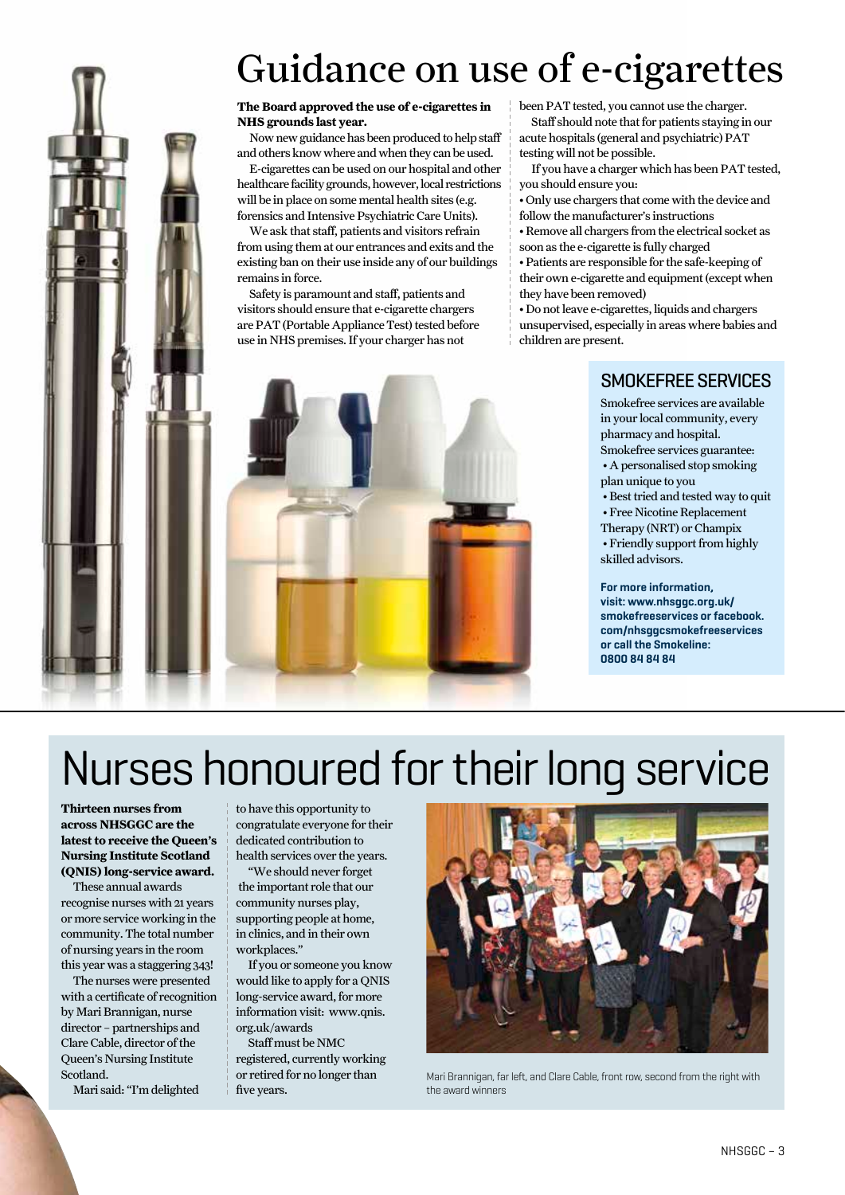# Guidance on use of e-cigarettes

**The Board approved the use of e-cigarettes in NHS grounds last year.**

Now new guidance has been produced to help staff and others know where and when they can be used.

E-cigarettes can be used on our hospital and other healthcare facility grounds, however, local restrictions will be in place on some mental health sites (e.g. forensics and Intensive Psychiatric Care Units).

We ask that staff, patients and visitors refrain from using them at our entrances and exits and the existing ban on their use inside any of our buildings remains in force.

Safety is paramount and staff, patients and visitors should ensure that e-cigarette chargers are PAT (Portable Appliance Test) tested before use in NHS premises. If your charger has not been PAT tested, you cannot use the charger.

Staff should note that for patients staying in our acute hospitals (general and psychiatric) PAT testing will not be possible.

If you have a charger which has been PAT tested, you should ensure you:

- Only use chargers that come with the device and follow the manufacturer's instructions
- Remove all chargers from the electrical socket as soon as the e-cigarette is fully charged
- Patients are responsible for the safe-keeping of their own e-cigarette and equipment (except when they have been removed)
- Do not leave e-cigarettes, liquids and chargers unsupervised, especially in areas where babies and children are present.

## SMOKEFREE SERVICES

Smokefree services are available in your local community, every pharmacy and hospital.

Smokefree services guarantee:

- A personalised stop smoking plan unique to you
- Best tried and tested way to quit
- Free Nicotine Replacement Therapy (NRT) or Champix
- Friendly support from highly skilled advisors.

**For more information, visit: www.nhsggc.org.uk/smokefreeservices or facebook.com/nhsggcsmokefreeservices or call the Smokeline: 0800 84 84 84**

# Nurses honoured for their long service

**Thirteen nurses from across NHSGGC are the latest to receive the Queen's Nursing Institute Scotland (QNIS) long-service award.**

These annual awards recognise nurses with 21 years or more service working in the community. The total number of nursing years in the room this year was a staggering 343!

The nurses were presented with a certificate of recognition by Mari Brannigan, nurse director – partnerships and Clare Cable, director of the Queen's Nursing Institute Scotland.

Mari said: "I'm delighted to have this opportunity to congratulate everyone for their dedicated contribution to health services over the years.

"We should never forget the important role that our community nurses play, supporting people at home, in clinics, and in their own workplaces."

If you or someone you know would like to apply for a QNIS long-service award, for more information visit: www.qnis.org.uk/awards

Staff must be NMC registered, currently working or retired for no longer than five years.

Mari Brannigan, far left, and Clare Cable, front row, second from the right with the award winners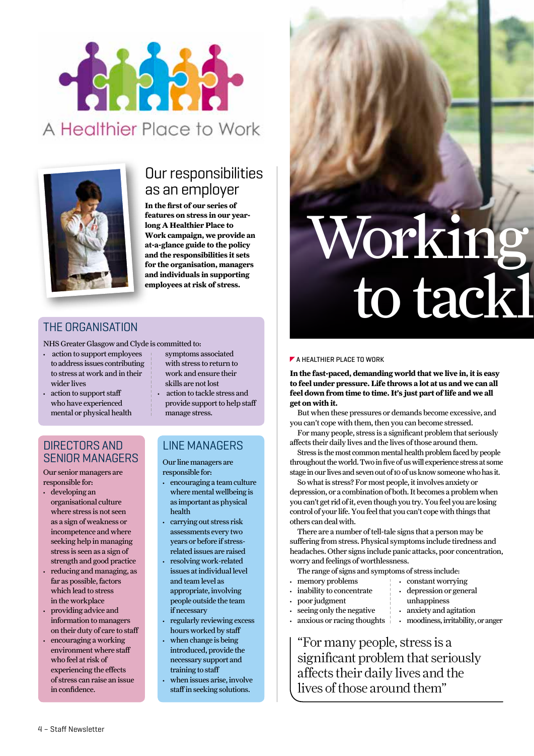A Healthier Place to Work

## Our responsibilities as an employer

**In the first of our series of features on stress in our year-long A Healthier Place to Work campaign, we provide an at-a-glance guide to the policy and the responsibilities it sets for the organisation, managers and individuals in supporting employees at risk of stress.**

### THE ORGANISATION

NHS Greater Glasgow and Clyde is committed to:

- action to support employees to address issues contributing to stress at work and in their wider lives
- action to support staff who have experienced mental or physical health symptoms associated with stress to return to work and ensure their skills are not lost
- action to tackle stress and provide support to help staff manage stress.

### DIRECTORS AND SENIOR MANAGERS

Our senior managers are responsible for:

- developing an organisational culture where stress is not seen as a sign of weakness or incompetence and where seeking help in managing stress is seen as a sign of strength and good practice
- reducing and managing, as far as possible, factors which lead to stress in the workplace
- providing advice and information to managers on their duty of care to staff
- encouraging a working environment where staff who feel at risk of experiencing the effects of stress can raise an issue in confidence.

### LINE MANAGERS

Our line managers are responsible for:

- encouraging a team culture where mental wellbeing is as important as physical health
- carrying out stress risk assessments every two years or before if stress-related issues are raised
- resolving work-related issues at individual level and team level as appropriate, involving people outside the team if necessary
- regularly reviewing excess hours worked by staff
- when change is being introduced, provide the necessary support and training to staff
- when stress issues arise, involve staff in seeking solutions.

# Working to tackl

A HEALTHIER PLACE TO WORK

**In the fast-paced, demanding world that we live in, it is easy to feel under pressure. Life throws a lot at us and we can all feel down from time to time. It's just part of life and we all get on with it.**

But when these pressures or demands become excessive, and you can't cope with them, then you can become stressed.

For many people, stress is a significant problem that seriously affects their daily lives and the lives of those around them.

Stress is the most common mental health problem faced by people throughout the world. Two in five of us will experience stress at some stage in our lives and seven out of 10 of us know someone who has it.

So what is stress? For most people, it involves anxiety or depression, or a combination of both. It becomes a problem when you can't get rid of it, even though you try. You feel you are losing control of your life. You feel that you can't cope with things that others can deal with.

There are a number of tell-tale signs that a person may be suffering from stress. Physical symptoms include tiredness and headaches. Other signs include panic attacks, poor concentration, worry and feelings of worthlessness.

The range of signs and symptoms of stress include:

- memory problems
- inability to concentrate
- poor judgment
- seeing only the negative
- anxious or racing thoughts
- constant worrying
- depression or general unhappiness
- anxiety and agitation
- moodiness, irritability, or anger

> "For many people, stress is a significant problem that seriously affects their daily lives and the lives of those around them"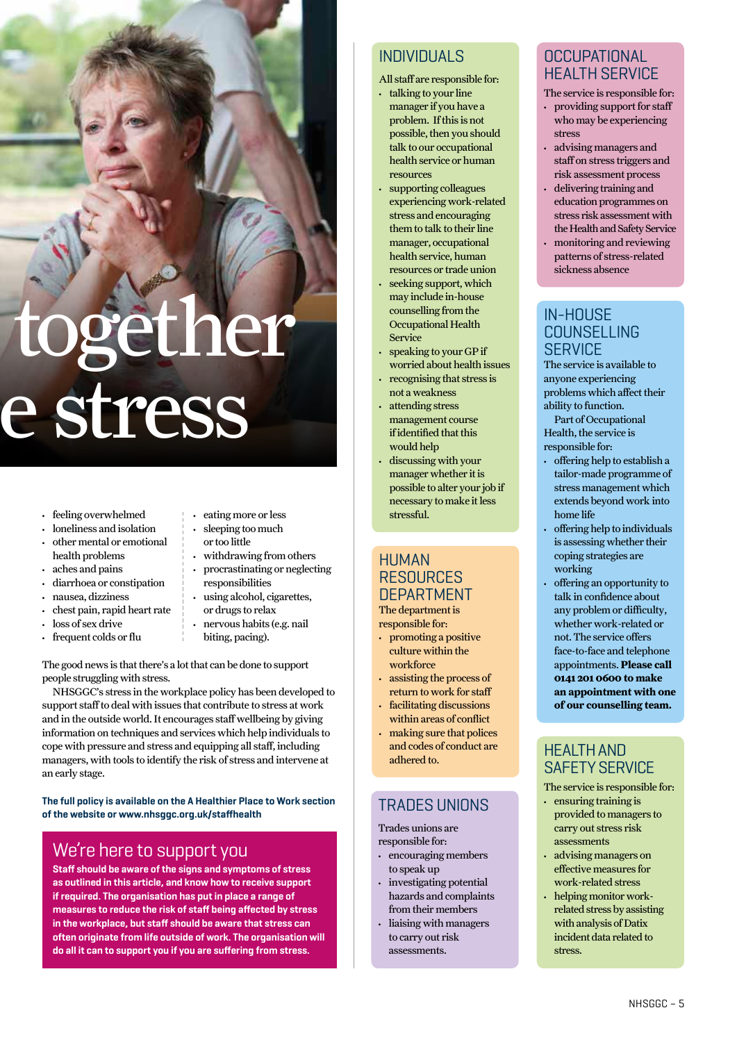together
e stress

- feeling overwhelmed
- loneliness and isolation
- other mental or emotional health problems
- aches and pains
- diarrhoea or constipation
- nausea, dizziness
- chest pain, rapid heart rate
- loss of sex drive
- frequent colds or flu
- eating more or less
- sleeping too much or too little
- withdrawing from others
- procrastinating or neglecting responsibilities
- using alcohol, cigarettes, or drugs to relax
- nervous habits (e.g. nail biting, pacing).

The good news is that there's a lot that can be done to support people struggling with stress.

NHSGGC's stress in the workplace policy has been developed to support staff to deal with issues that contribute to stress at work and in the outside world. It encourages staff wellbeing by giving information on techniques and services which help individuals to cope with pressure and stress and equipping all staff, including managers, with tools to identify the risk of stress and intervene at an early stage.

**The full policy is available on the A Healthier Place to Work section of the website or www.nhsggc.org.uk/staffhealth**

## We're here to support you

**Staff should be aware of the signs and symptoms of stress as outlined in this article, and know how to receive support if required. The organisation has put in place a range of measures to reduce the risk of staff being affected by stress in the workplace, but staff should be aware that stress can often originate from life outside of work. The organisation will do all it can to support you if you are suffering from stress.**

## INDIVIDUALS

All staff are responsible for:

- talking to your line manager if you have a problem. If this is not possible, then you should talk to our occupational health service or human resources
- supporting colleagues experiencing work-related stress and encouraging them to talk to their line manager, occupational health service, human resources or trade union
- seeking support, which may include in-house counselling from the Occupational Health Service
- speaking to your GP if worried about health issues
- recognising that stress is not a weakness
- attending stress management course if identified that this would help
- discussing with your manager whether it is possible to alter your job if necessary to make it less stressful.

## HUMAN RESOURCES DEPARTMENT

The department is responsible for:

- promoting a positive culture within the workforce
- assisting the process of return to work for staff
- facilitating discussions within areas of conflict
- making sure that polices and codes of conduct are adhered to.

## TRADES UNIONS

Trades unions are responsible for:

- encouraging members to speak up
- investigating potential hazards and complaints from their members
- liaising with managers to carry out risk assessments.

## OCCUPATIONAL HEALTH SERVICE

The service is responsible for:

- providing support for staff who may be experiencing stress
- advising managers and staff on stress triggers and risk assessment process
- delivering training and education programmes on stress risk assessment with the Health and Safety Service
- monitoring and reviewing patterns of stress-related sickness absence

## IN-HOUSE COUNSELLING SERVICE

The service is available to anyone experiencing problems which affect their ability to function.

Part of Occupational Health, the service is responsible for:

- offering help to establish a tailor-made programme of stress management which extends beyond work into home life
- offering help to individuals is assessing whether their coping strategies are working
- offering an opportunity to talk in confidence about any problem or difficulty, whether work-related or not. The service offers face-to-face and telephone appointments. **Please call 0141 201 0600 to make an appointment with one of our counselling team.**

## HEALTH AND SAFETY SERVICE

The service is responsible for:

- ensuring training is provided to managers to carry out stress risk assessments
- advising managers on effective measures for work-related stress
- helping monitor work-related stress by assisting with analysis of Datix incident data related to stress.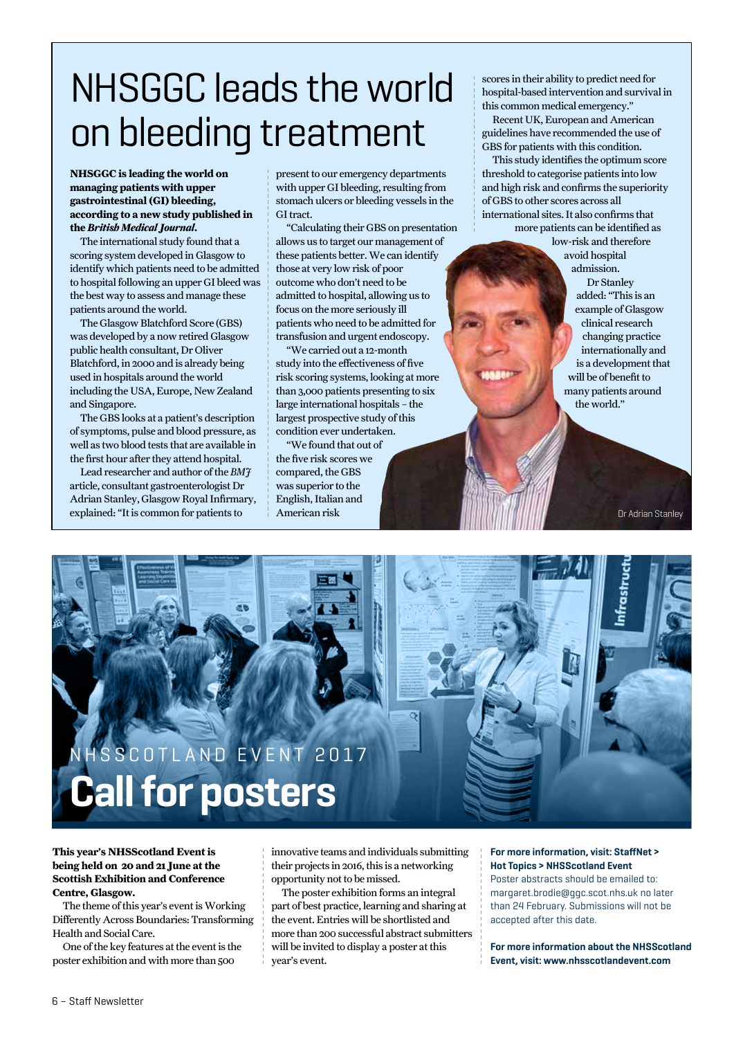# NHSGGC leads the world on bleeding treatment

**NHSGGC is leading the world on managing patients with upper gastrointestinal (GI) bleeding, according to a new study published in the *British Medical Journal*.**

The international study found that a scoring system developed in Glasgow to identify which patients need to be admitted to hospital following an upper GI bleed was the best way to assess and manage these patients around the world.

The Glasgow Blatchford Score (GBS) was developed by a now retired Glasgow public health consultant, Dr Oliver Blatchford, in 2000 and is already being used in hospitals around the world including the USA, Europe, New Zealand and Singapore.

The GBS looks at a patient's description of symptoms, pulse and blood pressure, as well as two blood tests that are available in the first hour after they attend hospital.

Lead researcher and author of the *BMJ* article, consultant gastroenterologist Dr Adrian Stanley, Glasgow Royal Infirmary, explained: "It is common for patients to present to our emergency departments with upper GI bleeding, resulting from stomach ulcers or bleeding vessels in the GI tract.

"Calculating their GBS on presentation allows us to target our management of these patients better. We can identify those at very low risk of poor outcome who don't need to be admitted to hospital, allowing us to focus on the more seriously ill patients who need to be admitted for transfusion and urgent endoscopy.

"We carried out a 12-month study into the effectiveness of five risk scoring systems, looking at more than 3,000 patients presenting to six large international hospitals – the largest prospective study of this condition ever undertaken.

"We found that out of the five risk scores we compared, the GBS was superior to the English, Italian and American risk scores in their ability to predict need for hospital-based intervention and survival in this common medical emergency."

Recent UK, European and American guidelines have recommended the use of GBS for patients with this condition.

This study identifies the optimum score threshold to categorise patients into low and high risk and confirms the superiority of GBS to other scores across all international sites. It also confirms that more patients can be identified as low-risk and therefore avoid hospital admission.

Dr Stanley added: "This is an example of Glasgow clinical research changing practice internationally and is a development that will be of benefit to many patients around the world."

Dr Adrian Stanley

NHSSCOTLAND EVENT 2017

## Call for posters

**This year's NHSScotland Event is being held on 20 and 21 June at the Scottish Exhibition and Conference Centre, Glasgow.**

The theme of this year's event is Working Differently Across Boundaries: Transforming Health and Social Care.

One of the key features at the event is the poster exhibition and with more than 500 innovative teams and individuals submitting their projects in 2016, this is a networking opportunity not to be missed.

The poster exhibition forms an integral part of best practice, learning and sharing at the event. Entries will be shortlisted and more than 200 successful abstract submitters will be invited to display a poster at this year's event.

**For more information, visit: StaffNet > Hot Topics > NHSScotland Event**

Poster abstracts should be emailed to: margaret.brodie@ggc.scot.nhs.uk no later than 24 February. Submissions will not be accepted after this date.

**For more information about the NHSScotland Event, visit: www.nhsscotlandevent.com**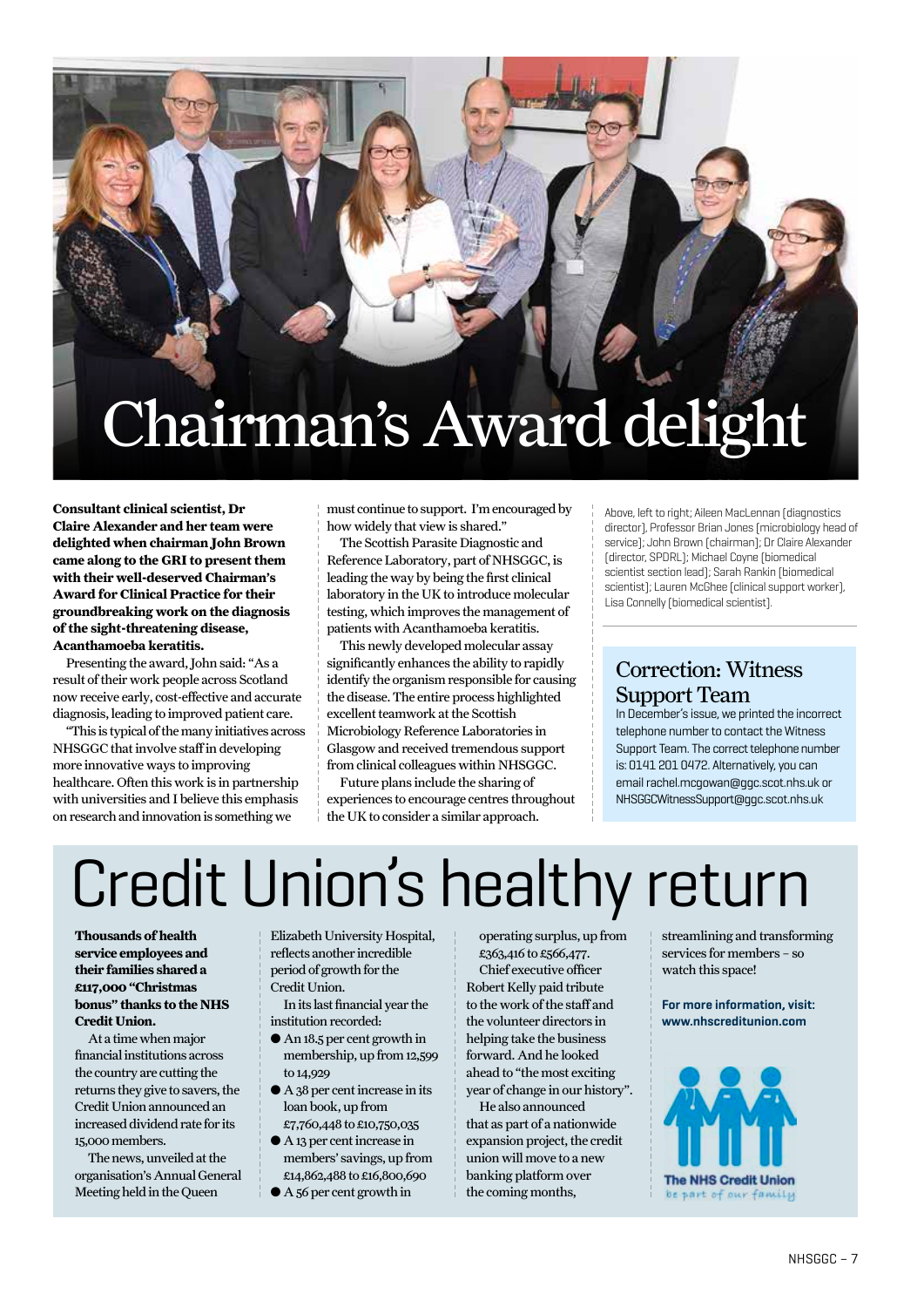# Chairman's Award delight

**Consultant clinical scientist, Dr Claire Alexander and her team were delighted when chairman John Brown came along to the GRI to present them with their well-deserved Chairman's Award for Clinical Practice for their groundbreaking work on the diagnosis of the sight-threatening disease, Acanthamoeba keratitis.**

Presenting the award, John said: "As a result of their work people across Scotland now receive early, cost-effective and accurate diagnosis, leading to improved patient care.

"This is typical of the many initiatives across NHSGGC that involve staff in developing more innovative ways to improving healthcare. Often this work is in partnership with universities and I believe this emphasis on research and innovation is something we must continue to support. I'm encouraged by how widely that view is shared."

The Scottish Parasite Diagnostic and Reference Laboratory, part of NHSGGC, is leading the way by being the first clinical laboratory in the UK to introduce molecular testing, which improves the management of patients with Acanthamoeba keratitis.

This newly developed molecular assay significantly enhances the ability to rapidly identify the organism responsible for causing the disease. The entire process highlighted excellent teamwork at the Scottish Microbiology Reference Laboratories in Glasgow and received tremendous support from clinical colleagues within NHSGGC.

Future plans include the sharing of experiences to encourage centres throughout the UK to consider a similar approach.

Above, left to right; Aileen MacLennan (diagnostics director), Professor Brian Jones (microbiology head of service); John Brown (chairman); Dr Claire Alexander (director, SPDRL); Michael Coyne (biomedical scientist section lead); Sarah Rankin (biomedical scientist); Lauren McGhee (clinical support worker), Lisa Connelly (biomedical scientist).

## Correction: Witness Support Team

In December's issue, we printed the incorrect telephone number to contact the Witness Support Team. The correct telephone number is: 0141 201 0472. Alternatively, you can email rachel.mcgowan@ggc.scot.nhs.uk or NHSGGCWitnessSupport@ggc.scot.nhs.uk

# Credit Union's healthy return

**Thousands of health service employees and their families shared a £117,000 "Christmas bonus" thanks to the NHS Credit Union.**

At a time when major financial institutions across the country are cutting the returns they give to savers, the Credit Union announced an increased dividend rate for its 15,000 members.

The news, unveiled at the organisation's Annual General Meeting held in the Queen Elizabeth University Hospital, reflects another incredible period of growth for the Credit Union.

In its last financial year the institution recorded:

- An 18.5 per cent growth in membership, up from 12,599 to 14,929
- A 38 per cent increase in its loan book, up from £7,760,448 to £10,750,035
- A 13 per cent increase in members' savings, up from £14,862,488 to £16,800,690
- A 56 per cent growth in operating surplus, up from £363,416 to £566,477.

Chief executive officer Robert Kelly paid tribute to the work of the staff and the volunteer directors in helping take the business forward. And he looked ahead to "the most exciting year of change in our history".

He also announced that as part of a nationwide expansion project, the credit union will move to a new banking platform over the coming months, streamlining and transforming services for members – so watch this space!

**For more information, visit: www.nhscreditunion.com**

The NHS Credit Union
be part of our family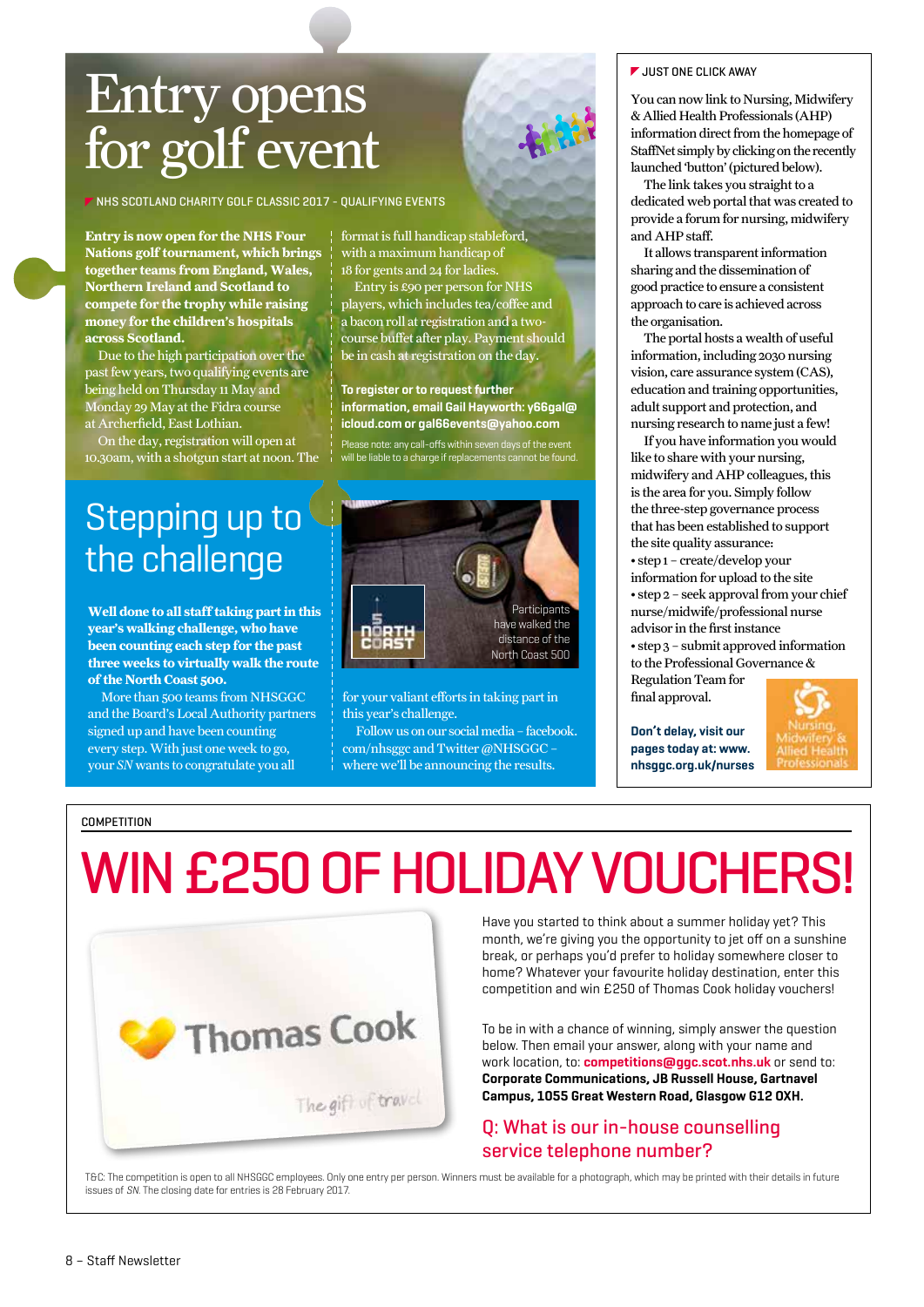# Entry opens for golf event

NHS SCOTLAND CHARITY GOLF CLASSIC 2017 – QUALIFYING EVENTS

**Entry is now open for the NHS Four Nations golf tournament, which brings together teams from England, Wales, Northern Ireland and Scotland to compete for the trophy while raising money for the children's hospitals across Scotland.**

Due to the high participation over the past few years, two qualifying events are being held on Thursday 11 May and Monday 29 May at the Fidra course at Archerfield, East Lothian.

On the day, registration will open at 10.30am, with a shotgun start at noon. The format is full handicap stableford, with a maximum handicap of 18 for gents and 24 for ladies.

Entry is £90 per person for NHS players, which includes tea/coffee and a bacon roll at registration and a two-course buffet after play. Payment should be in cash at registration on the day.

**To register or to request further information, email Gail Hayworth: y66gal@icloud.com or gal66events@yahoo.com**

Please note: any call-offs within seven days of the event will be liable to a charge if replacements cannot be found.

# Stepping up to the challenge

**Well done to all staff taking part in this year's walking challenge, who have been counting each step for the past three weeks to virtually walk the route of the North Coast 500.**

More than 500 teams from NHSGGC and the Board's Local Authority partners signed up and have been counting every step. With just one week to go, your *SN* wants to congratulate you all for your valiant efforts in taking part in this year's challenge.

Follow us on our social media – facebook.com/nhsggc and Twitter @NHSGGC – where we'll be announcing the results.

Participants have walked the distance of the North Coast 500

## JUST ONE CLICK AWAY

You can now link to Nursing, Midwifery & Allied Health Professionals (AHP) information direct from the homepage of StaffNet simply by clicking on the recently launched 'button' (pictured below).

The link takes you straight to a dedicated web portal that was created to provide a forum for nursing, midwifery and AHP staff.

It allows transparent information sharing and the dissemination of good practice to ensure a consistent approach to care is achieved across the organisation.

The portal hosts a wealth of useful information, including 2030 nursing vision, care assurance system (CAS), education and training opportunities, adult support and protection, and nursing research to name just a few!

If you have information you would like to share with your nursing, midwifery and AHP colleagues, this is the area for you. Simply follow the three-step governance process that has been established to support the site quality assurance:

- step 1 – create/develop your information for upload to the site
- step 2 – seek approval from your chief nurse/midwife/professional nurse advisor in the first instance
- step 3 – submit approved information to the Professional Governance & Regulation Team for final approval.

**Don't delay, visit our pages today at: www.nhsggc.org.uk/nurses**

Nursing, Midwifery & Allied Health Professionals

COMPETITION

# WIN £250 OF HOLIDAY VOUCHERS!

Thomas Cook — The gift of travel

Have you started to think about a summer holiday yet? This month, we're giving you the opportunity to jet off on a sunshine break, or perhaps you'd prefer to holiday somewhere closer to home? Whatever your favourite holiday destination, enter this competition and win £250 of Thomas Cook holiday vouchers!

To be in with a chance of winning, simply answer the question below. Then email your answer, along with your name and work location, to: **competitions@ggc.scot.nhs.uk** or send to: **Corporate Communications, JB Russell House, Gartnavel Campus, 1055 Great Western Road, Glasgow G12 0XH.**

## Q: What is our in-house counselling service telephone number?

T&C: The competition is open to all NHSGGC employees. Only one entry per person. Winners must be available for a photograph, which may be printed with their details in future issues of *SN*. The closing date for entries is 28 February 2017.